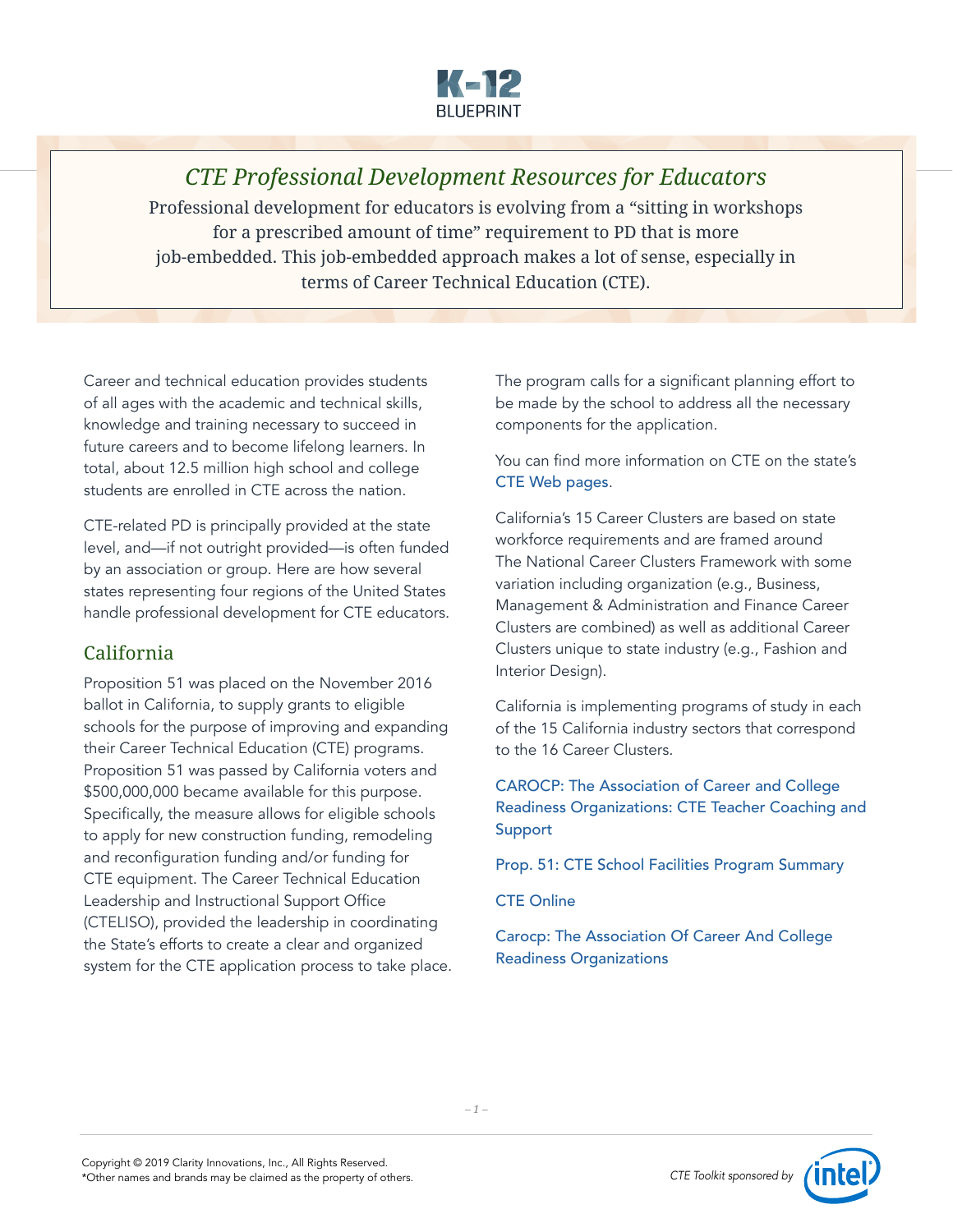# CTE Professional Development Resources for Educators

Professional development for educators is evolving from a "sitting in workshops for a prescribed amount of time" requirement to PD that is more job-embedded. This job-embedded approach makes a lot of sense, especially in terms of Career Technical Education (CTE).

Career and technical education provides students of all ages with the academic and technical skills, knowledge and training necessary to succeed in future careers and to become lifelong learners. In total, about 12.5 million high school and college students are enrolled in CTE across the nation.

CTE-related PD is principally provided at the state level, and—if not outright provided—is often funded by an association or group. Here are how several states representing four regions of the United States handle professional development for CTE educators.

## California

Proposition 51 was placed on the November 2016 ballot in California, to supply grants to eligible schools for the purpose of improving and expanding their Career Technical Education (CTE) programs. Proposition 51 was passed by California voters and $500,000,000 became available for this purpose. Specifically, the measure allows for eligible schools to apply for new construction funding, remodeling and reconfiguration funding and/or funding for CTE equipment. The Career Technical Education Leadership and Instructional Support Office (CTELISO), provided the leadership in coordinating the State's efforts to create a clear and organized system for the CTE application process to take place.

The program calls for a significant planning effort to be made by the school to address all the necessary components for the application.

You can find more information on CTE on the state's CTE Web pages.

California's 15 Career Clusters are based on state workforce requirements and are framed around The National Career Clusters Framework with some variation including organization (e.g., Business, Management & Administration and Finance Career Clusters are combined) as well as additional Career Clusters unique to state industry (e.g., Fashion and Interior Design).

California is implementing programs of study in each of the 15 California industry sectors that correspond to the 16 Career Clusters.

CAROCP: The Association of Career and College Readiness Organizations: CTE Teacher Coaching and Support

Prop. 51: CTE School Facilities Program Summary

CTE Online

Carocp: The Association Of Career And College Readiness Organizations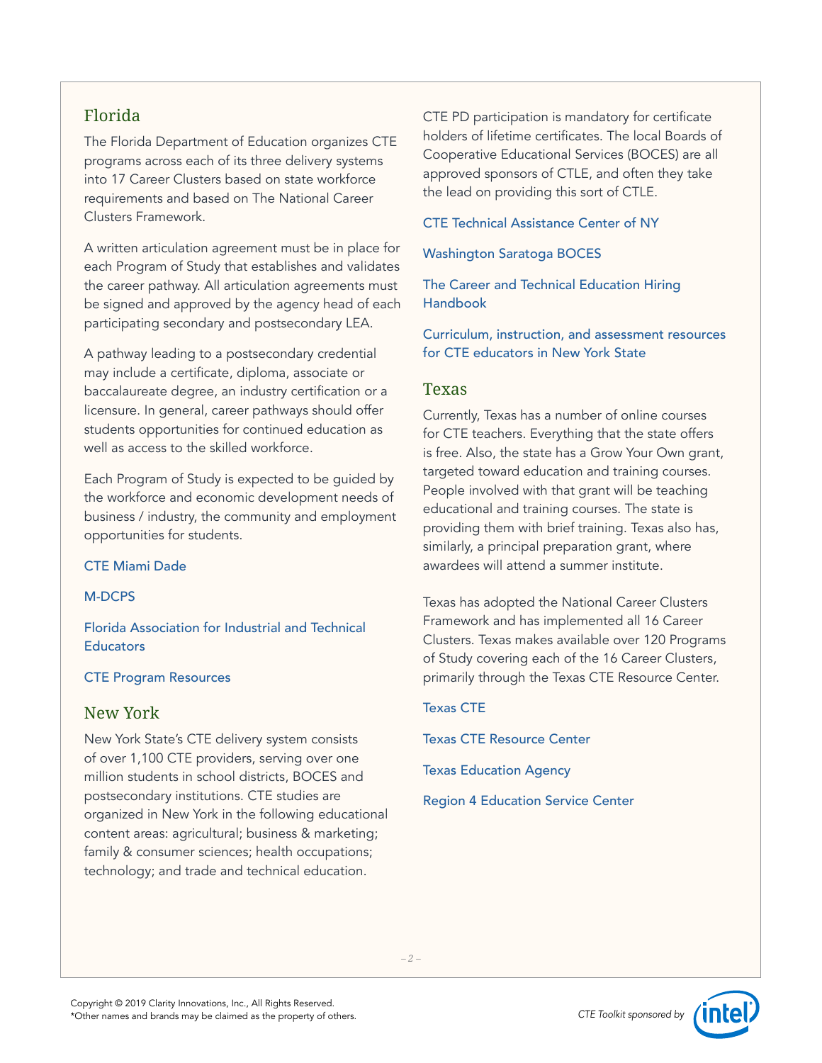## Florida

The Florida Department of Education organizes CTE programs across each of its three delivery systems into 17 Career Clusters based on state workforce requirements and based on The National Career Clusters Framework.

A written articulation agreement must be in place for each Program of Study that establishes and validates the career pathway. All articulation agreements must be signed and approved by the agency head of each participating secondary and postsecondary LEA.

A pathway leading to a postsecondary credential may include a certificate, diploma, associate or baccalaureate degree, an industry certification or a licensure. In general, career pathways should offer students opportunities for continued education as well as access to the skilled workforce.

Each Program of Study is expected to be guided by the workforce and economic development needs of business / industry, the community and employment opportunities for students.

CTE Miami Dade

M-DCPS

Florida Association for Industrial and Technical Educators

CTE Program Resources

## New York

New York State's CTE delivery system consists of over 1,100 CTE providers, serving over one million students in school districts, BOCES and postsecondary institutions. CTE studies are organized in New York in the following educational content areas: agricultural; business & marketing; family & consumer sciences; health occupations; technology; and trade and technical education.

CTE PD participation is mandatory for certificate holders of lifetime certificates. The local Boards of Cooperative Educational Services (BOCES) are all approved sponsors of CTLE, and often they take the lead on providing this sort of CTLE.

CTE Technical Assistance Center of NY

Washington Saratoga BOCES

The Career and Technical Education Hiring Handbook

Curriculum, instruction, and assessment resources for CTE educators in New York State

## Texas

Currently, Texas has a number of online courses for CTE teachers. Everything that the state offers is free. Also, the state has a Grow Your Own grant, targeted toward education and training courses. People involved with that grant will be teaching educational and training courses. The state is providing them with brief training. Texas also has, similarly, a principal preparation grant, where awardees will attend a summer institute.

Texas has adopted the National Career Clusters Framework and has implemented all 16 Career Clusters. Texas makes available over 120 Programs of Study covering each of the 16 Career Clusters, primarily through the Texas CTE Resource Center.

Texas CTE

Texas CTE Resource Center

Texas Education Agency

Region 4 Education Service Center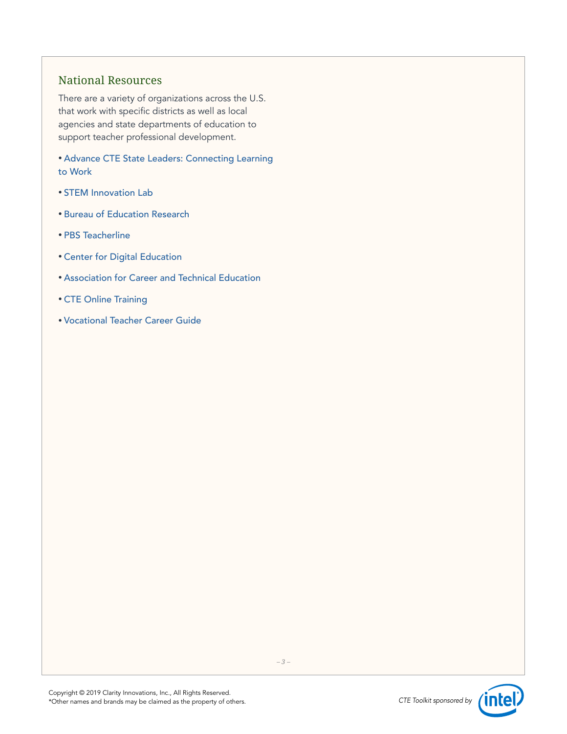## National Resources

There are a variety of organizations across the U.S. that work with specific districts as well as local agencies and state departments of education to support teacher professional development.

- Advance CTE State Leaders: Connecting Learning to Work
- STEM Innovation Lab
- Bureau of Education Research
- PBS Teacherline
- Center for Digital Education
- Association for Career and Technical Education
- CTE Online Training
- Vocational Teacher Career Guide